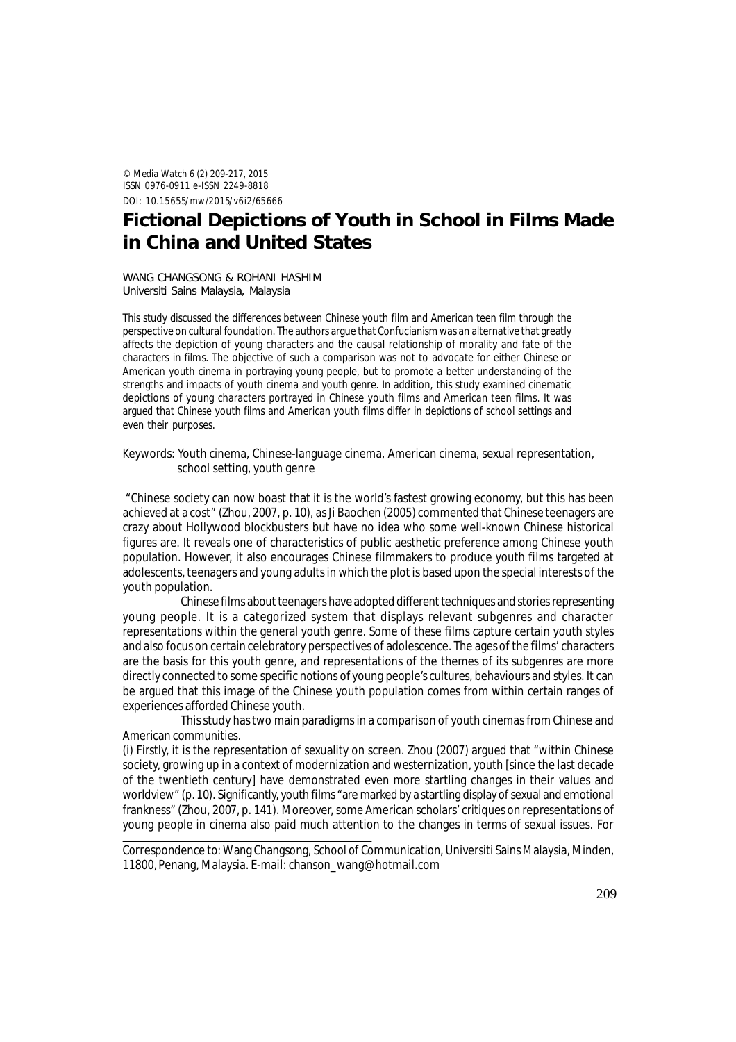© Media Watch 6 (2) 209-217, 2015
ISSN 0976-0911 e-ISSN 2249-8818
DOI: 10.15655/mw/2015/v6i2/65666

# Fictional Depictions of Youth in School in Films Made in China and United States

WANG CHANGSONG & ROHANI HASHIM
Universiti Sains Malaysia, Malaysia

This study discussed the differences between Chinese youth film and American teen film through the perspective on cultural foundation. The authors argue that Confucianism was an alternative that greatly affects the depiction of young characters and the causal relationship of morality and fate of the characters in films. The objective of such a comparison was not to advocate for either Chinese or American youth cinema in portraying young people, but to promote a better understanding of the strengths and impacts of youth cinema and youth genre. In addition, this study examined cinematic depictions of young characters portrayed in Chinese youth films and American teen films. It was argued that Chinese youth films and American youth films differ in depictions of school settings and even their purposes.

Keywords: Youth cinema, Chinese-language cinema, American cinema, sexual representation, school setting, youth genre

"Chinese society can now boast that it is the world's fastest growing economy, but this has been achieved at a cost" (Zhou, 2007, p. 10), as Ji Baochen (2005) commented that Chinese teenagers are crazy about Hollywood blockbusters but have no idea who some well-known Chinese historical figures are. It reveals one of characteristics of public aesthetic preference among Chinese youth population. However, it also encourages Chinese filmmakers to produce youth films targeted at adolescents, teenagers and young adults in which the plot is based upon the special interests of the youth population.

Chinese films about teenagers have adopted different techniques and stories representing young people. It is a categorized system that displays relevant subgenres and character representations within the general youth genre. Some of these films capture certain youth styles and also focus on certain celebratory perspectives of adolescence. The ages of the films' characters are the basis for this youth genre, and representations of the themes of its subgenres are more directly connected to some specific notions of young people's cultures, behaviours and styles. It can be argued that this image of the Chinese youth population comes from within certain ranges of experiences afforded Chinese youth.

This study has two main paradigms in a comparison of youth cinemas from Chinese and American communities.

(i) Firstly, it is the representation of sexuality on screen. Zhou (2007) argued that "within Chinese society, growing up in a context of modernization and westernization, youth [since the last decade of the twentieth century] have demonstrated even more startling changes in their values and worldview" (p. 10). Significantly, youth films "are marked by a startling display of sexual and emotional frankness" (Zhou, 2007, p. 141). Moreover, some American scholars' critiques on representations of young people in cinema also paid much attention to the changes in terms of sexual issues. For

Correspondence to: Wang Changsong, School of Communication, Universiti Sains Malaysia, Minden, 11800, Penang, Malaysia. E-mail: chanson_wang@hotmail.com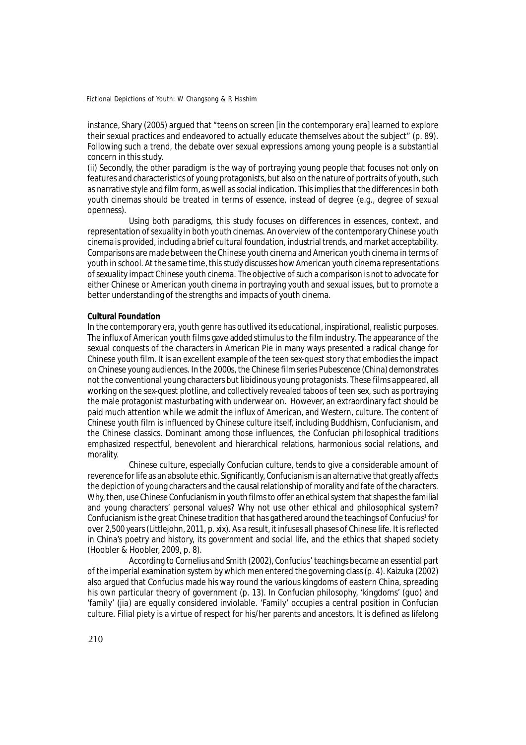instance, Shary (2005) argued that "teens on screen [in the contemporary era] learned to explore their sexual practices and endeavored to actually educate themselves about the subject" (p. 89). Following such a trend, the debate over sexual expressions among young people is a substantial concern in this study.

(ii) Secondly, the other paradigm is the way of portraying young people that focuses not only on features and characteristics of young protagonists, but also on the nature of portraits of youth, such as narrative style and film form, as well as social indication. This implies that the differences in both youth cinemas should be treated in terms of essence, instead of degree (e.g., degree of sexual openness).

Using both paradigms, this study focuses on differences in essences, context, and representation of sexuality in both youth cinemas. An overview of the contemporary Chinese youth cinema is provided, including a brief cultural foundation, industrial trends, and market acceptability. Comparisons are made between the Chinese youth cinema and American youth cinema in terms of youth in school. At the same time, this study discusses how American youth cinema representations of sexuality impact Chinese youth cinema. The objective of such a comparison is not to advocate for either Chinese or American youth cinema in portraying youth and sexual issues, but to promote a better understanding of the strengths and impacts of youth cinema.

**Cultural Foundation**

In the contemporary era, youth genre has outlived its educational, inspirational, realistic purposes. The influx of American youth films gave added stimulus to the film industry. The appearance of the sexual conquests of the characters in *American Pie* in many ways presented a radical change for Chinese youth film. It is an excellent example of the teen sex-quest story that embodies the impact on Chinese young audiences. In the 2000s, the Chinese film series Pubescence (China) demonstrates not the conventional young characters but libidinous young protagonists. These films appeared, all working on the sex-quest plotline, and collectively revealed taboos of teen sex, such as portraying the male protagonist masturbating with underwear on. However, an extraordinary fact should be paid much attention while we admit the influx of American, and Western, culture. The content of Chinese youth film is influenced by Chinese culture itself, including Buddhism, Confucianism, and the Chinese classics. Dominant among those influences, the Confucian philosophical traditions emphasized respectful, benevolent and hierarchical relations, harmonious social relations, and morality.

Chinese culture, especially Confucian culture, tends to give a considerable amount of reverence for life as an absolute ethic. Significantly, Confucianism is an alternative that greatly affects the depiction of young characters and the causal relationship of morality and fate of the characters. Why, then, use Chinese Confucianism in youth films to offer an ethical system that shapes the familial and young characters' personal values? Why not use other ethical and philosophical system? Confucianism is the great Chinese tradition that has gathered around the teachings of Confucius[1] for over 2,500 years (Littlejohn, 2011, p. xix). As a result, it infuses all phases of Chinese life. It is reflected in China's poetry and history, its government and social life, and the ethics that shaped society (Hoobler & Hoobler, 2009, p. 8).

According to Cornelius and Smith (2002), Confucius' teachings became an essential part of the imperial examination system by which men entered the governing class (p. 4). Kaizuka (2002) also argued that Confucius made his way round the various kingdoms of eastern China, spreading his own particular theory of government (p. 13). In Confucian philosophy, 'kingdoms' (guo) and 'family' (jia) are equally considered inviolable. 'Family' occupies a central position in Confucian culture. Filial piety is a virtue of respect for his/her parents and ancestors. It is defined as lifelong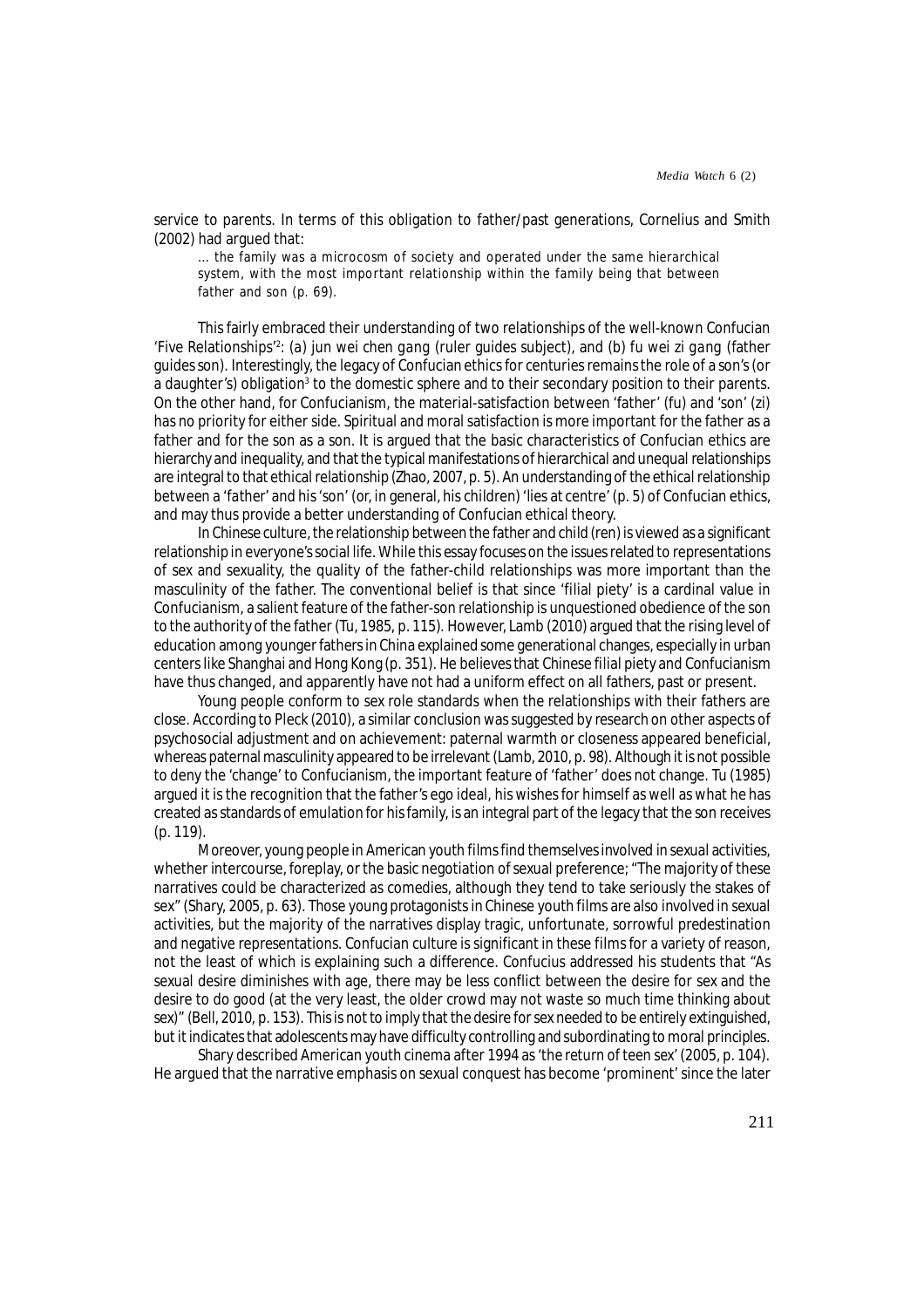service to parents. In terms of this obligation to father/past generations, Cornelius and Smith (2002) had argued that:

> ... the family was a microcosm of society and operated under the same hierarchical system, with the most important relationship within the family being that between father and son (p. 69).

This fairly embraced their understanding of two relationships of the well-known Confucian 'Five Relationships'[2]: (a) *jun wei chen gang* (ruler guides subject), and (b) *fu wei zi gang* (father guides son). Interestingly, the legacy of Confucian ethics for centuries remains the role of a son's (or a daughter's) obligation[3] to the domestic sphere and to their secondary position to their parents. On the other hand, for Confucianism, the material-satisfaction between 'father' (fu) and 'son' (zi) has no priority for either side. Spiritual and moral satisfaction is more important for the father as a father and for the son as a son. It is argued that the basic characteristics of Confucian ethics are hierarchy and inequality, and that the typical manifestations of hierarchical and unequal relationships are integral to that ethical relationship (Zhao, 2007, p. 5). An understanding of the ethical relationship between a 'father' and his 'son' (or, in general, his children) 'lies at centre' (p. 5) of Confucian ethics, and may thus provide a better understanding of Confucian ethical theory.

In Chinese culture, the relationship between the father and child (ren) is viewed as a significant relationship in everyone's social life. While this essay focuses on the issues related to representations of sex and sexuality, the quality of the father-child relationships was more important than the masculinity of the father. The conventional belief is that since 'filial piety' is a cardinal value in Confucianism, a salient feature of the father-son relationship is unquestioned obedience of the son to the authority of the father (Tu, 1985, p. 115). However, Lamb (2010) argued that the rising level of education among younger fathers in China explained some generational changes, especially in urban centers like Shanghai and Hong Kong (p. 351). He believes that Chinese filial piety and Confucianism have thus changed, and apparently have not had a uniform effect on all fathers, past or present.

Young people conform to sex role standards when the relationships with their fathers are close. According to Pleck (2010), a similar conclusion was suggested by research on other aspects of psychosocial adjustment and on achievement: paternal warmth or closeness appeared beneficial, whereas paternal masculinity appeared to be irrelevant (Lamb, 2010, p. 98). Although it is not possible to deny the 'change' to Confucianism, the important feature of 'father' does not change. Tu (1985) argued it is the recognition that the father's ego ideal, his wishes for himself as well as what he has created as standards of emulation for his family, is an integral part of the legacy that the son receives (p. 119).

Moreover, young people in American youth films find themselves involved in sexual activities, whether intercourse, foreplay, or the basic negotiation of sexual preference; "The majority of these narratives could be characterized as comedies, although they tend to take seriously the stakes of sex" (Shary, 2005, p. 63). Those young protagonists in Chinese youth films are also involved in sexual activities, but the majority of the narratives display tragic, unfortunate, sorrowful predestination and negative representations. Confucian culture is significant in these films for a variety of reason, not the least of which is explaining such a difference. Confucius addressed his students that "As sexual desire diminishes with age, there may be less conflict between the desire for sex and the desire to do good (at the very least, the older crowd may not waste so much time thinking about sex)" (Bell, 2010, p. 153). This is not to imply that the desire for sex needed to be entirely extinguished, but it indicates that adolescents may have difficulty controlling and subordinating to moral principles.

Shary described American youth cinema after 1994 as 'the return of teen sex' (2005, p. 104). He argued that the narrative emphasis on sexual conquest has become 'prominent' since the later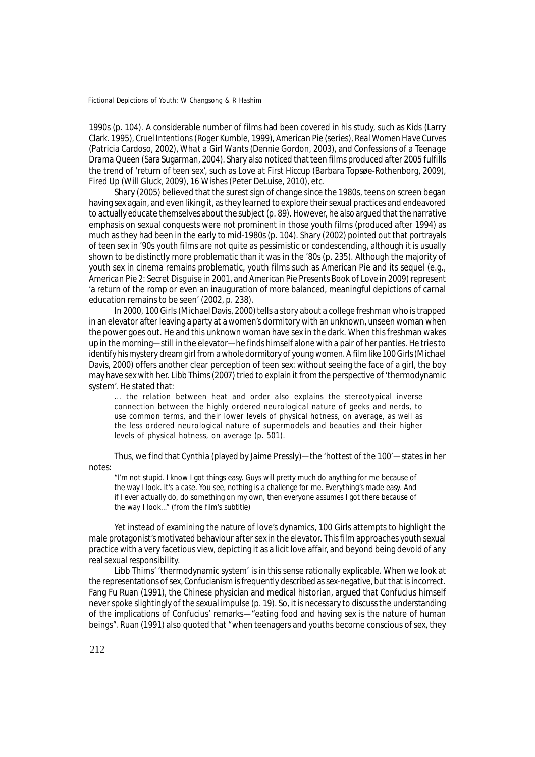1990s (p. 104). A considerable number of films had been covered in his study, such as *Kids* (Larry Clark. 1995), *Cruel Intentions* (Roger Kumble, 1999), *American Pie* (series), *Real Women Have Curves* (Patricia Cardoso, 2002), *What a Girl Wants* (Dennie Gordon, 2003), and *Confessions of a Teenage Drama Queen* (Sara Sugarman, 2004). Shary also noticed that teen films produced after 2005 fulfills the trend of 'return of teen sex', such as *Love at First Hiccup* (Barbara Topsøe-Rothenborg, 2009), *Fired Up* (Will Gluck, 2009), *16 Wishes* (Peter DeLuise, 2010), etc.

Shary (2005) believed that the surest sign of change since the 1980s, teens on screen began having sex again, and even liking it, as they learned to explore their sexual practices and endeavored to actually educate themselves about the subject (p. 89). However, he also argued that the narrative emphasis on sexual conquests were not prominent in those youth films (produced after 1994) as much as they had been in the early to mid-1980s (p. 104). Shary (2002) pointed out that portrayals of teen sex in '90s youth films are not quite as pessimistic or condescending, although it is usually shown to be distinctly more problematic than it was in the '80s (p. 235). Although the majority of youth sex in cinema remains problematic, youth films such as *American Pie* and its sequel (e.g., *American Pie 2: Secret Disguise* in 2001, and *American Pie Presents Book of Love* in 2009) represent 'a return of the romp or even an inauguration of more balanced, meaningful depictions of carnal education remains to be seen' (2002, p. 238).

In 2000, *100 Girls* (Michael Davis, 2000) tells a story about a college freshman who is trapped in an elevator after leaving a party at a women's dormitory with an unknown, unseen woman when the power goes out. He and this unknown woman have sex in the dark. When this freshman wakes up in the morning—still in the elevator—he finds himself alone with a pair of her panties. He tries to identify his mystery dream girl from a whole dormitory of young women. A film like *100 Girls* (Michael Davis, 2000) offers another clear perception of teen sex: without seeing the face of a girl, the boy may have sex with her. Libb Thims (2007) tried to explain it from the perspective of 'thermodynamic system'. He stated that:

> ... the relation between heat and order also explains the stereotypical inverse connection between the highly ordered neurological nature of geeks and nerds, to use common terms, and their lower levels of physical hotness, on average, as well as the less ordered neurological nature of supermodels and beauties and their higher levels of physical hotness, on average (p. 501).

Thus, we find that Cynthia (played by Jaime Pressly)—the 'hottest of the 100'—states in her notes:

> "I'm not stupid. I know I got things easy. Guys will pretty much do anything for me because of the way I look. It's a case. You see, nothing is a challenge for me. Everything's made easy. And if I ever actually do, do something on my own, then everyone assumes I got there because of the way I look..." (from the film's subtitle)

Yet instead of examining the nature of love's dynamics, *100 Girls* attempts to highlight the male protagonist's motivated behaviour after sex in the elevator. This film approaches youth sexual practice with a very facetious view, depicting it as a licit love affair, and beyond being devoid of any real sexual responsibility.

Libb Thims' 'thermodynamic system' is in this sense rationally explicable. When we look at the representations of sex, Confucianism is frequently described as sex-negative, but that is incorrect. Fang Fu Ruan (1991), the Chinese physician and medical historian, argued that Confucius himself never spoke slightingly of the sexual impulse (p. 19). So, it is necessary to discuss the understanding of the implications of Confucius' remarks—"eating food and having sex is the nature of human beings". Ruan (1991) also quoted that "when teenagers and youths become conscious of sex, they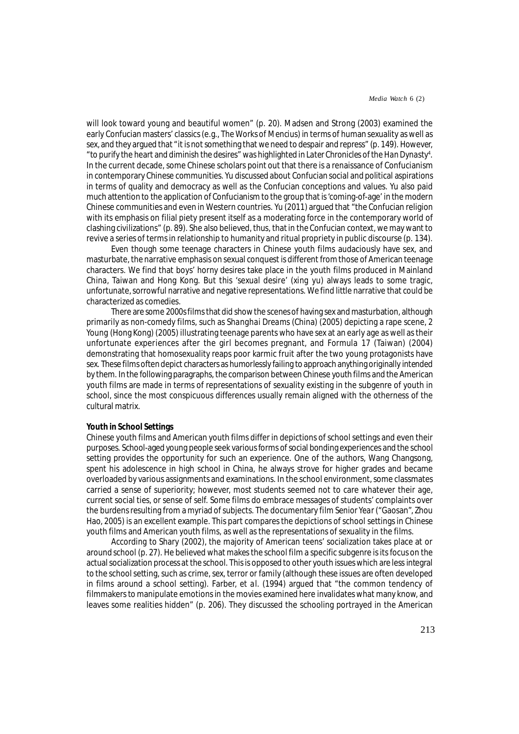will look toward young and beautiful women" (p. 20). Madsen and Strong (2003) examined the early Confucian masters' classics (e.g., *The Works of Mencius*) in terms of human sexuality as well as sex, and they argued that "it is not something that we need to despair and repress" (p. 149). However, "to purify the heart and diminish the desires" was highlighted in *Later Chronicles of the Han Dynasty*[4]. In the current decade, some Chinese scholars point out that there is a renaissance of Confucianism in contemporary Chinese communities. Yu discussed about Confucian social and political aspirations in terms of quality and democracy as well as the Confucian conceptions and values. Yu also paid much attention to the application of Confucianism to the group that is 'coming-of-age' in the modern Chinese communities and even in Western countries. Yu (2011) argued that "the Confucian religion with its emphasis on filial piety present itself as a moderating force in the contemporary world of clashing civilizations" (p. 89). She also believed, thus, that in the Confucian context, we may want to revive a series of terms in relationship to humanity and ritual propriety in public discourse (p. 134).

Even though some teenage characters in Chinese youth films audaciously have sex, and masturbate, the narrative emphasis on sexual conquest is different from those of American teenage characters. We find that boys' horny desires take place in the youth films produced in Mainland China, Taiwan and Hong Kong. But this 'sexual desire' (*xing yu*) always leads to some tragic, unfortunate, sorrowful narrative and negative representations. We find little narrative that could be characterized as comedies.

There are some 2000s films that did show the scenes of having sex and masturbation, although primarily as non-comedy films, such as *Shanghai Dreams* (China) (2005) depicting a rape scene, *2 Young* (Hong Kong) (2005) illustrating teenage parents who have sex at an early age as well as their unfortunate experiences after the girl becomes pregnant, and *Formula 17* (Taiwan) (2004) demonstrating that homosexuality reaps poor karmic fruit after the two young protagonists have sex. These films often depict characters as humorlessly failing to approach anything originally intended by them. In the following paragraphs, the comparison between Chinese youth films and the American youth films are made in terms of representations of sexuality existing in the subgenre of youth in school, since the most conspicuous differences usually remain aligned with the otherness of the cultural matrix.

**Youth in School Settings**

Chinese youth films and American youth films differ in depictions of school settings and even their purposes. School-aged young people seek various forms of social bonding experiences and the school setting provides the opportunity for such an experience. One of the authors, Wang Changsong, spent his adolescence in high school in China, he always strove for higher grades and became overloaded by various assignments and examinations. In the school environment, some classmates carried a sense of superiority; however, most students seemed not to care whatever their age, current social ties, or sense of self. Some films do embrace messages of students' complaints over the burdens resulting from a myriad of subjects. The documentary film *Senior Year* ("Gaosan", Zhou Hao, 2005) is an excellent example. This part compares the depictions of school settings in Chinese youth films and American youth films, as well as the representations of sexuality in the films.

According to Shary (2002), the majority of American teens' socialization takes place at or around school (p. 27). He believed what makes the school film a specific subgenre is its focus on the actual socialization process at the school. This is opposed to other youth issues which are less integral to the school setting, such as crime, sex, terror or family (although these issues are often developed in films around a school setting). Farber, *et al.* (1994) argued that "the common tendency of filmmakers to manipulate emotions in the movies examined here invalidates what many know, and leaves some realities hidden" (p. 206). They discussed the schooling portrayed in the American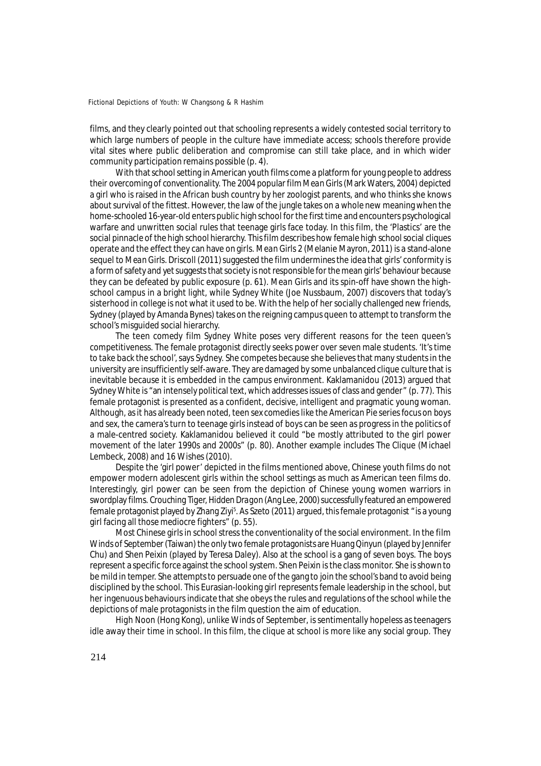films, and they clearly pointed out that schooling represents a widely contested social territory to which large numbers of people in the culture have immediate access; schools therefore provide vital sites where public deliberation and compromise can still take place, and in which wider community participation remains possible (p. 4).

With that school setting in American youth films come a platform for young people to address their overcoming of conventionality. The 2004 popular film *Mean Girls* (Mark Waters, 2004) depicted a girl who is raised in the African bush country by her zoologist parents, and who thinks she knows about survival of the fittest. However, the law of the jungle takes on a whole new meaning when the home-schooled 16-year-old enters public high school for the first time and encounters psychological warfare and unwritten social rules that teenage girls face today. In this film, the 'Plastics' are the social pinnacle of the high school hierarchy. This film describes how female high school social cliques operate and the effect they can have on girls. *Mean Girls 2* (Melanie Mayron, 2011) is a stand-alone sequel to *Mean Girls*. Driscoll (2011) suggested the film undermines the idea that girls' conformity is a form of safety and yet suggests that society is not responsible for the mean girls' behaviour because they can be defeated by public exposure (p. 61). *Mean Girls* and its spin-off have shown the high-school campus in a bright light, while Sydney White (Joe Nussbaum, 2007) discovers that today's sisterhood in college is not what it used to be. With the help of her socially challenged new friends, Sydney (played by Amanda Bynes) takes on the reigning campus queen to attempt to transform the school's misguided social hierarchy.

The teen comedy film Sydney White poses very different reasons for the teen queen's competitiveness. The female protagonist directly seeks power over seven male students. *'It's time to take back the school'*, says Sydney. She competes because she believes that many students in the university are insufficiently self-aware. They are damaged by some unbalanced clique culture that is inevitable because it is embedded in the campus environment. Kaklamanidou (2013) argued that Sydney White is "an intensely political text, which addresses issues of class and gender" (p. 77). This female protagonist is presented as a confident, decisive, intelligent and pragmatic young woman. Although, as it has already been noted, teen sex comedies like the American Pie series focus on boys and sex, the camera's turn to teenage girls instead of boys can be seen as progress in the politics of a male-centred society. Kaklamanidou believed it could "be mostly attributed to the girl power movement of the later 1990s and 2000s" (p. 80). Another example includes The Clique (Michael Lembeck, 2008) and 16 Wishes (2010).

Despite the 'girl power' depicted in the films mentioned above, Chinese youth films do not empower modern adolescent girls within the school settings as much as American teen films do. Interestingly, girl power can be seen from the depiction of Chinese young women warriors in swordplay films. *Crouching Tiger, Hidden Dragon* (Ang Lee, 2000) successfully featured an empowered female protagonist played by Zhang Ziyi[5]. As Szeto (2011) argued, this female protagonist "is a young girl facing all those mediocre fighters" (p. 55).

Most Chinese girls in school stress the conventionality of the social environment. In the film Winds of September (Taiwan) the only two female protagonists are Huang Qinyun (played by Jennifer Chu) and Shen Peixin (played by Teresa Daley). Also at the school is a gang of seven boys. The boys represent a specific force against the school system. Shen Peixin is the class monitor. She is shown to be mild in temper. She attempts to persuade one of the gang to join the school's band to avoid being disciplined by the school. This Eurasian-looking girl represents female leadership in the school, but her ingenuous behaviours indicate that she obeys the rules and regulations of the school while the depictions of male protagonists in the film question the aim of education.

High Noon (Hong Kong), unlike Winds of September, is sentimentally hopeless as teenagers idle away their time in school. In this film, the clique at school is more like any social group. They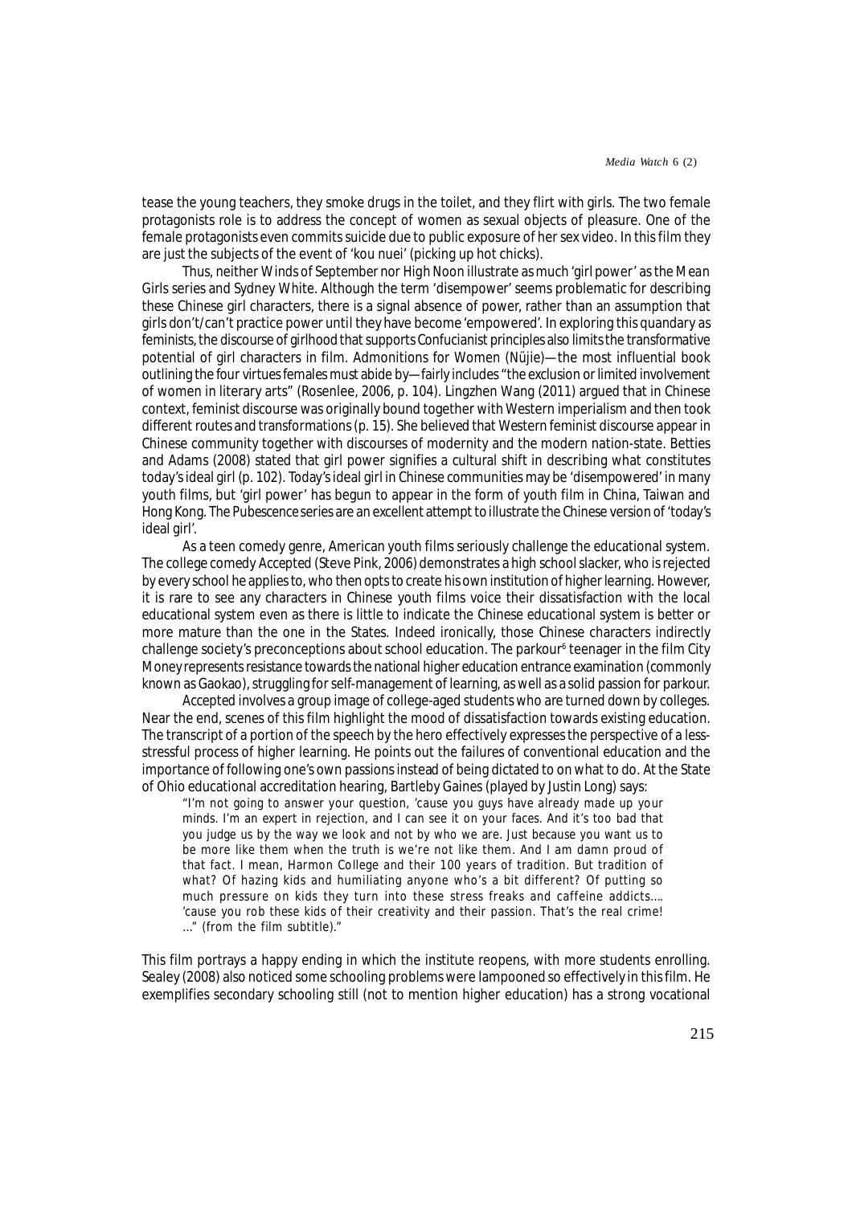tease the young teachers, they smoke drugs in the toilet, and they flirt with girls. The two female protagonists role is to address the concept of women as sexual objects of pleasure. One of the female protagonists even commits suicide due to public exposure of her sex video. In this film they are just the subjects of the event of 'kou nuei' (picking up hot chicks).

Thus, neither *Winds of September* nor *High Noon* illustrate as much 'girl power' as the *Mean Girls* series and *Sydney White*. Although the term 'disempower' seems problematic for describing these Chinese girl characters, there is a signal absence of power, rather than an assumption that girls don't/can't practice power until they have become 'empowered'. In exploring this quandary as feminists, the discourse of girlhood that supports Confucianist principles also limits the transformative potential of girl characters in film. Admonitions for Women (Nüjie)—the most influential book outlining the four virtues females must abide by—fairly includes "the exclusion or limited involvement of women in literary arts" (Rosenlee, 2006, p. 104). Lingzhen Wang (2011) argued that in Chinese context, feminist discourse was originally bound together with Western imperialism and then took different routes and transformations (p. 15). She believed that Western feminist discourse appear in Chinese community together with discourses of modernity and the modern nation-state. Betties and Adams (2008) stated that girl power signifies a cultural shift in describing what constitutes today's ideal girl (p. 102). Today's ideal girl in Chinese communities may be 'disempowered' in many youth films, but 'girl power' has begun to appear in the form of youth film in China, Taiwan and Hong Kong. The *Pubescence* series are an excellent attempt to illustrate the Chinese version of 'today's ideal girl'.

As a teen comedy genre, American youth films seriously challenge the educational system. The college comedy *Accepted* (Steve Pink, 2006) demonstrates a high school slacker, who is rejected by every school he applies to, who then opts to create his own institution of higher learning. However, it is rare to see any characters in Chinese youth films voice their dissatisfaction with the local educational system even as there is little to indicate the Chinese educational system is better or more mature than the one in the States. Indeed ironically, those Chinese characters indirectly challenge society's preconceptions about school education. The parkour[6] teenager in the film *City Money* represents resistance towards the national higher education entrance examination (commonly known as Gaokao), struggling for self-management of learning, as well as a solid passion for parkour.

*Accepted* involves a group image of college-aged students who are turned down by colleges. Near the end, scenes of this film highlight the mood of dissatisfaction towards existing education. The transcript of a portion of the speech by the hero effectively expresses the perspective of a less-stressful process of higher learning. He points out the failures of conventional education and the importance of following one's own passions instead of being dictated to on what to do. At the State of Ohio educational accreditation hearing, Bartleby Gaines (played by Justin Long) says:

> "I'm not going to answer your question, 'cause you guys have already made up your minds. I'm an expert in rejection, and I can see it on your faces. And it's too bad that you judge us by the way we look and not by who we are. Just because you want us to be more like them when the truth is we're not like them. And I am damn proud of that fact. I mean, Harmon College and their 100 years of tradition. But tradition of what? Of hazing kids and humiliating anyone who's a bit different? Of putting so much pressure on kids they turn into these stress freaks and caffeine addicts…. 'cause you rob these kids of their creativity and their passion. That's the real crime! …" (from the film subtitle)."

This film portrays a happy ending in which the institute reopens, with more students enrolling. Sealey (2008) also noticed some schooling problems were lampooned so effectively in this film. He exemplifies secondary schooling still (not to mention higher education) has a strong vocational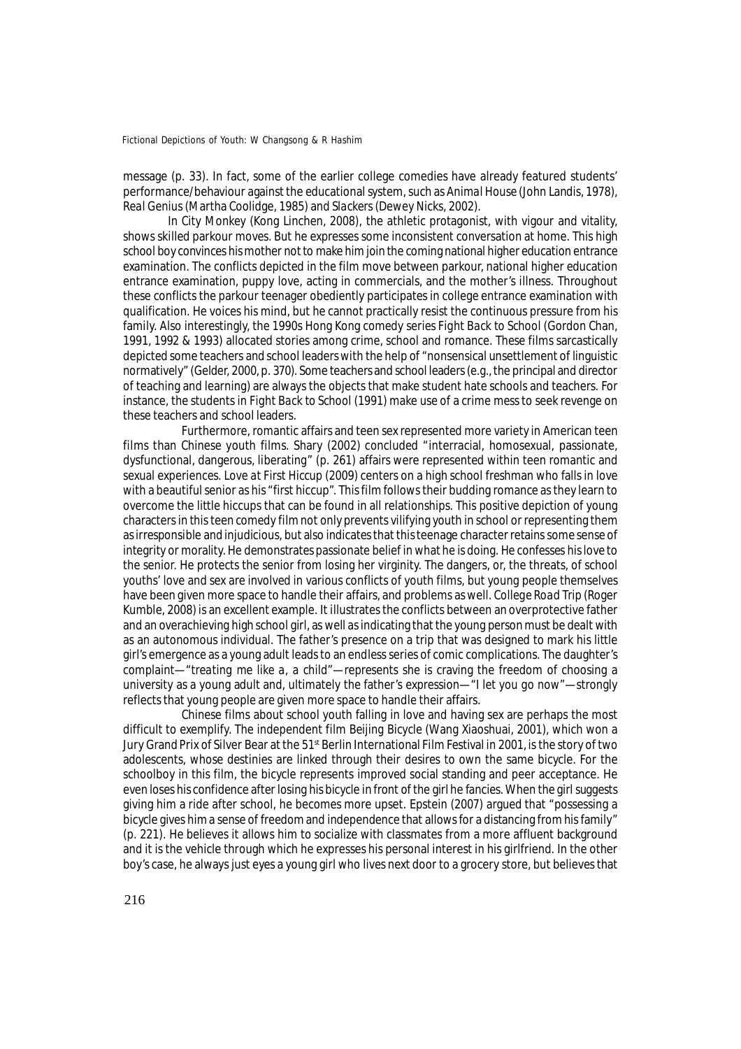message (p. 33). In fact, some of the earlier college comedies have already featured students' performance/behaviour against the educational system, such as *Animal House* (John Landis, 1978), *Real Genius* (Martha Coolidge, 1985) and *Slackers* (Dewey Nicks, 2002).

In *City Monkey* (Kong Linchen, 2008), the athletic protagonist, with vigour and vitality, shows skilled parkour moves. But he expresses some inconsistent conversation at home. This high school boy convinces his mother not to make him join the coming national higher education entrance examination. The conflicts depicted in the film move between parkour, national higher education entrance examination, puppy love, acting in commercials, and the mother's illness. Throughout these conflicts the parkour teenager obediently participates in college entrance examination with qualification. He voices his mind, but he cannot practically resist the continuous pressure from his family. Also interestingly, the 1990s Hong Kong comedy series *Fight Back to School* (Gordon Chan, 1991, 1992 & 1993) allocated stories among crime, school and romance. These films sarcastically depicted some teachers and school leaders with the help of "nonsensical unsettlement of linguistic normatively" (Gelder, 2000, p. 370). Some teachers and school leaders (e.g., the principal and director of teaching and learning) are always the objects that make student hate schools and teachers. For instance, the students in *Fight Back to School* (1991) make use of a crime mess to seek revenge on these teachers and school leaders.

Furthermore, romantic affairs and teen sex represented more variety in American teen films than Chinese youth films. Shary (2002) concluded "interracial, homosexual, passionate, dysfunctional, dangerous, liberating" (p. 261) affairs were represented within teen romantic and sexual experiences. *Love at First Hiccup* (2009) centers on a high school freshman who falls in love with a beautiful senior as his "first hiccup". This film follows their budding romance as they learn to overcome the little hiccups that can be found in all relationships. This positive depiction of young characters in this teen comedy film not only prevents vilifying youth in school or representing them as irresponsible and injudicious, but also indicates that this teenage character retains some sense of integrity or morality. He demonstrates passionate belief in what he is doing. He confesses his love to the senior. He protects the senior from losing her virginity. The dangers, or, the threats, of school youths' love and sex are involved in various conflicts of youth films, but young people themselves have been given more space to handle their affairs, and problems as well. *College Road Trip* (Roger Kumble, 2008) is an excellent example. It illustrates the conflicts between an overprotective father and an overachieving high school girl, as well as indicating that the young person must be dealt with as an autonomous individual. The father's presence on a trip that was designed to mark his little girl's emergence as a young adult leads to an endless series of comic complications. The daughter's complaint—"treating me like a, a child"—represents she is craving the freedom of choosing a university as a young adult and, ultimately the father's expression—"I let you go now"—strongly reflects that young people are given more space to handle their affairs.

Chinese films about school youth falling in love and having sex are perhaps the most difficult to exemplify. The independent film *Beijing Bicycle* (Wang Xiaoshuai, 2001), which won a Jury Grand Prix of Silver Bear at the 51st Berlin International Film Festival in 2001, is the story of two adolescents, whose destinies are linked through their desires to own the same bicycle. For the schoolboy in this film, the bicycle represents improved social standing and peer acceptance. He even loses his confidence after losing his bicycle in front of the girl he fancies. When the girl suggests giving him a ride after school, he becomes more upset. Epstein (2007) argued that "possessing a bicycle gives him a sense of freedom and independence that allows for a distancing from his family" (p. 221). He believes it allows him to socialize with classmates from a more affluent background and it is the vehicle through which he expresses his personal interest in his girlfriend. In the other boy's case, he always just eyes a young girl who lives next door to a grocery store, but believes that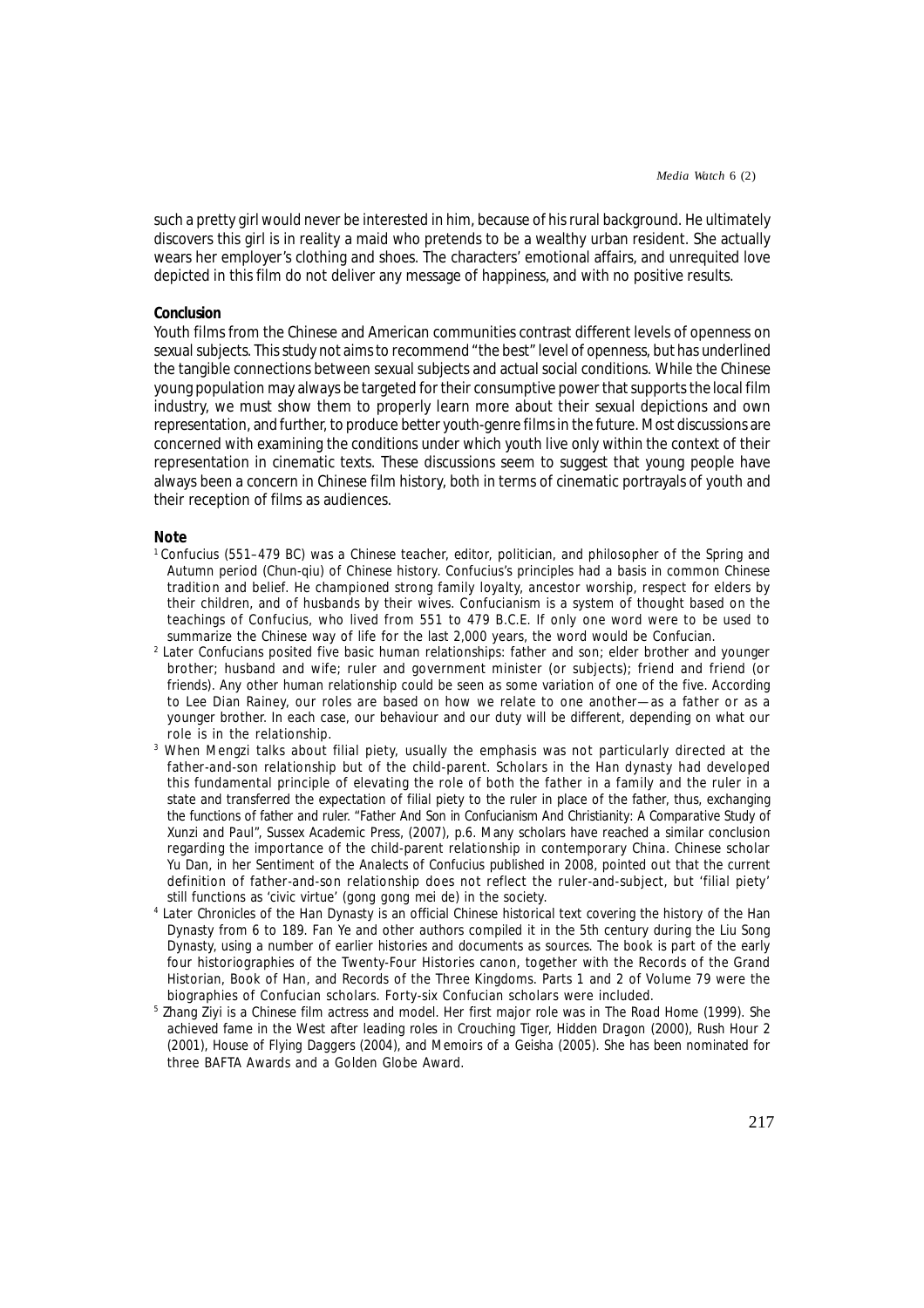such a pretty girl would never be interested in him, because of his rural background. He ultimately discovers this girl is in reality a maid who pretends to be a wealthy urban resident. She actually wears her employer's clothing and shoes. The characters' emotional affairs, and unrequited love depicted in this film do not deliver any message of happiness, and with no positive results.

**Conclusion**

Youth films from the Chinese and American communities contrast different levels of openness on sexual subjects. This study not aims to recommend "the best" level of openness, but has underlined the tangible connections between sexual subjects and actual social conditions. While the Chinese young population may always be targeted for their consumptive power that supports the local film industry, we must show them to properly learn more about their sexual depictions and own representation, and further, to produce better youth-genre films in the future. Most discussions are concerned with examining the conditions under which youth live only within the context of their representation in cinematic texts. These discussions seem to suggest that young people have always been a concern in Chinese film history, both in terms of cinematic portrayals of youth and their reception of films as audiences.

**Note**

[1] Confucius (551–479 BC) was a Chinese teacher, editor, politician, and philosopher of the Spring and Autumn period (Chun-qiu) of Chinese history. Confucius's principles had a basis in common Chinese tradition and belief. He championed strong family loyalty, ancestor worship, respect for elders by their children, and of husbands by their wives. Confucianism is a system of thought based on the teachings of Confucius, who lived from 551 to 479 B.C.E. If only one word were to be used to summarize the Chinese way of life for the last 2,000 years, the word would be Confucian.

[2] Later Confucians posited five basic human relationships: father and son; elder brother and younger brother; husband and wife; ruler and government minister (or subjects); friend and friend (or friends). Any other human relationship could be seen as some variation of one of the five. According to Lee Dian Rainey, our roles are based on how we relate to one another—as a father or as a younger brother. In each case, our behaviour and our duty will be different, depending on what our role is in the relationship.

[3] When Mengzi talks about filial piety, usually the emphasis was not particularly directed at the father-and-son relationship but of the child-parent. Scholars in the Han dynasty had developed this fundamental principle of elevating the role of both the father in a family and the ruler in a state and transferred the expectation of filial piety to the ruler in place of the father, thus, exchanging the functions of father and ruler. "Father And Son in Confucianism And Christianity: A Comparative Study of Xunzi and Paul", Sussex Academic Press, (2007), p.6. Many scholars have reached a similar conclusion regarding the importance of the child-parent relationship in contemporary China. Chinese scholar Yu Dan, in her Sentiment of the Analects of Confucius published in 2008, pointed out that the current definition of father-and-son relationship does not reflect the ruler-and-subject, but 'filial piety' still functions as 'civic virtue' (gong gong mei de) in the society.

[4] Later Chronicles of the Han Dynasty is an official Chinese historical text covering the history of the Han Dynasty from 6 to 189. Fan Ye and other authors compiled it in the 5th century during the Liu Song Dynasty, using a number of earlier histories and documents as sources. The book is part of the early four historiographies of the Twenty-Four Histories canon, together with the Records of the Grand Historian, Book of Han, and Records of the Three Kingdoms. Parts 1 and 2 of Volume 79 were the biographies of Confucian scholars. Forty-six Confucian scholars were included.

[5] Zhang Ziyi is a Chinese film actress and model. Her first major role was in The Road Home (1999). She achieved fame in the West after leading roles in Crouching Tiger, Hidden Dragon (2000), Rush Hour 2 (2001), House of Flying Daggers (2004), and Memoirs of a Geisha (2005). She has been nominated for three BAFTA Awards and a Golden Globe Award.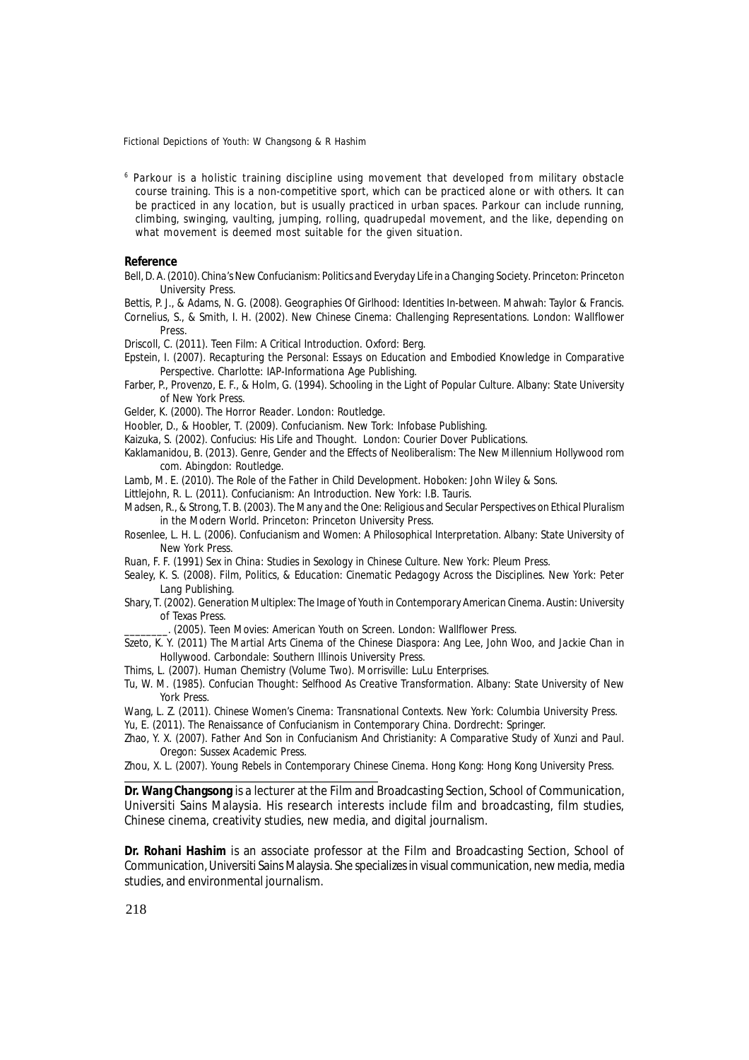[6] Parkour is a holistic training discipline using movement that developed from military obstacle course training. This is a non-competitive sport, which can be practiced alone or with others. It can be practiced in any location, but is usually practiced in urban spaces. Parkour can include running, climbing, swinging, vaulting, jumping, rolling, quadrupedal movement, and the like, depending on what movement is deemed most suitable for the given situation.

## Reference

Bell, D. A. (2010). China's New Confucianism: Politics and Everyday Life in a Changing Society. Princeton: Princeton University Press.

Bettis, P. J., & Adams, N. G. (2008). Geographies Of Girlhood: Identities In-between. Mahwah: Taylor & Francis.

Cornelius, S., & Smith, I. H. (2002). New Chinese Cinema: Challenging Representations. London: Wallflower Press.

Driscoll, C. (2011). Teen Film: A Critical Introduction. Oxford: Berg.

Epstein, I. (2007). Recapturing the Personal: Essays on Education and Embodied Knowledge in Comparative Perspective. Charlotte: IAP-Informationa Age Publishing.

Farber, P., Provenzo, E. F., & Holm, G. (1994). Schooling in the Light of Popular Culture. Albany: State University of New York Press.

Gelder, K. (2000). The Horror Reader. London: Routledge.

Hoobler, D., & Hoobler, T. (2009). Confucianism. New Tork: Infobase Publishing.

Kaizuka, S. (2002). Confucius: His Life and Thought. London: Courier Dover Publications.

Kaklamanidou, B. (2013). Genre, Gender and the Effects of Neoliberalism: The New Millennium Hollywood rom com. Abingdon: Routledge.

Lamb, M. E. (2010). The Role of the Father in Child Development. Hoboken: John Wiley & Sons.

Littlejohn, R. L. (2011). Confucianism: An Introduction. New York: I.B. Tauris.

Madsen, R., & Strong, T. B. (2003). The Many and the One: Religious and Secular Perspectives on Ethical Pluralism in the Modern World. Princeton: Princeton University Press.

Rosenlee, L. H. L. (2006). Confucianism and Women: A Philosophical Interpretation. Albany: State University of New York Press.

Ruan, F. F. (1991) Sex in China: Studies in Sexology in Chinese Culture. New York: Pleum Press.

Sealey, K. S. (2008). Film, Politics, & Education: Cinematic Pedagogy Across the Disciplines. New York: Peter Lang Publishing.

Shary, T. (2002). Generation Multiplex: The Image of Youth in Contemporary American Cinema. Austin: University of Texas Press.

________. (2005). Teen Movies: American Youth on Screen. London: Wallflower Press.

Szeto, K. Y. (2011) The Martial Arts Cinema of the Chinese Diaspora: Ang Lee, John Woo, and Jackie Chan in Hollywood. Carbondale: Southern Illinois University Press.

Thims, L. (2007). Human Chemistry (Volume Two). Morrisville: LuLu Enterprises.

Tu, W. M. (1985). Confucian Thought: Selfhood As Creative Transformation. Albany: State University of New York Press.

Wang, L. Z. (2011). Chinese Women's Cinema: Transnational Contexts. New York: Columbia University Press.

Yu, E. (2011). The Renaissance of Confucianism in Contemporary China. Dordrecht: Springer.

Zhao, Y. X. (2007). Father And Son in Confucianism And Christianity: A Comparative Study of Xunzi and Paul. Oregon: Sussex Academic Press.

Zhou, X. L. (2007). Young Rebels in Contemporary Chinese Cinema. Hong Kong: Hong Kong University Press.

---

**Dr. Wang Changsong** is a lecturer at the Film and Broadcasting Section, School of Communication, Universiti Sains Malaysia. His research interests include film and broadcasting, film studies, Chinese cinema, creativity studies, new media, and digital journalism.

**Dr. Rohani Hashim** is an associate professor at the Film and Broadcasting Section, School of Communication, Universiti Sains Malaysia. She specializes in visual communication, new media, media studies, and environmental journalism.